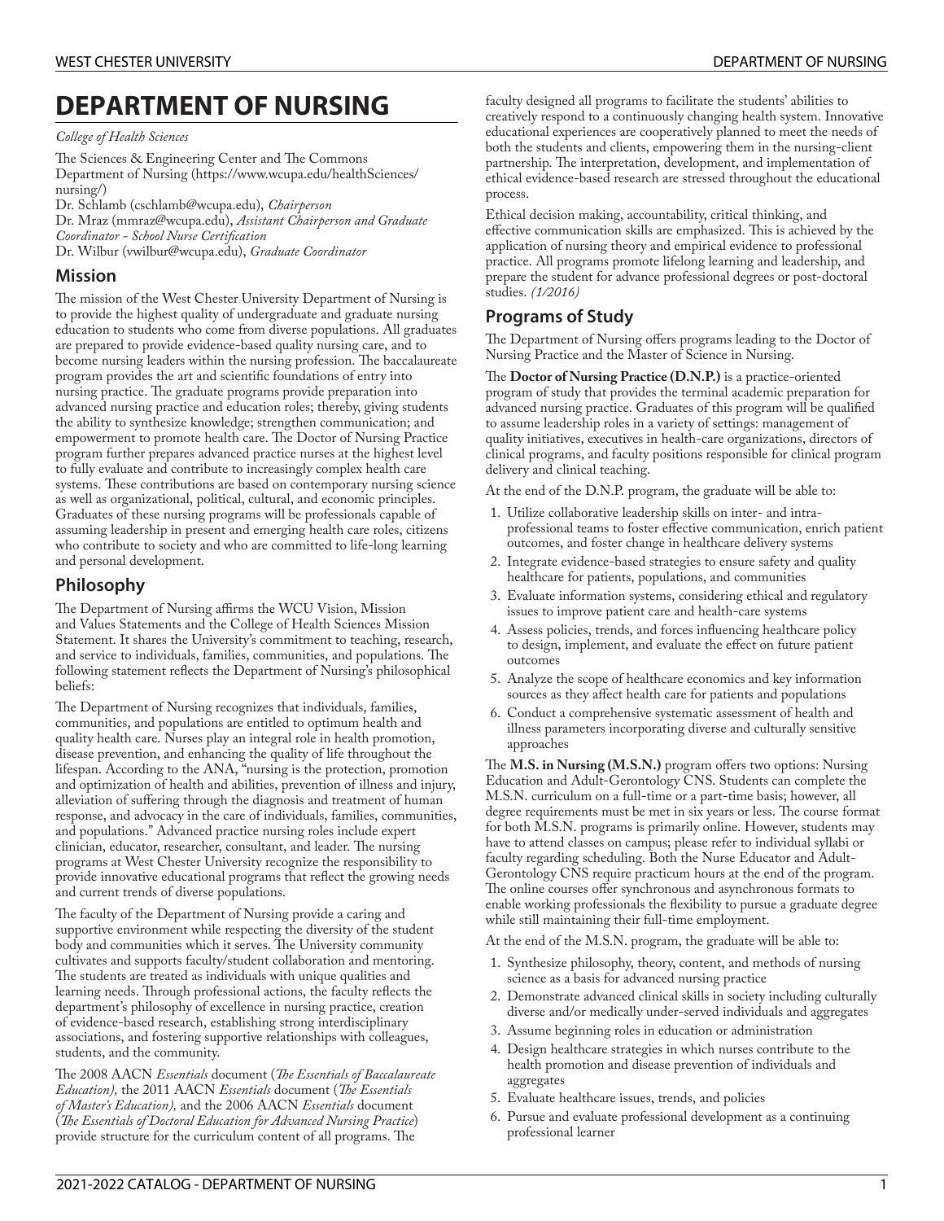# DEPARTMENT OF NURSING

*College of Health Sciences*

The Sciences & Engineering Center and The Commons
Department of Nursing (https://www.wcupa.edu/healthSciences/nursing/)
Dr. Schlamb (cschlamb@wcupa.edu), *Chairperson*
Dr. Mraz (mmraz@wcupa.edu), *Assistant Chairperson and Graduate Coordinator - School Nurse Certification*
Dr. Wilbur (vwilbur@wcupa.edu), *Graduate Coordinator*

## Mission

The mission of the West Chester University Department of Nursing is to provide the highest quality of undergraduate and graduate nursing education to students who come from diverse populations. All graduates are prepared to provide evidence-based quality nursing care, and to become nursing leaders within the nursing profession. The baccalaureate program provides the art and scientific foundations of entry into nursing practice. The graduate programs provide preparation into advanced nursing practice and education roles; thereby, giving students the ability to synthesize knowledge; strengthen communication; and empowerment to promote health care. The Doctor of Nursing Practice program further prepares advanced practice nurses at the highest level to fully evaluate and contribute to increasingly complex health care systems. These contributions are based on contemporary nursing science as well as organizational, political, cultural, and economic principles. Graduates of these nursing programs will be professionals capable of assuming leadership in present and emerging health care roles, citizens who contribute to society and who are committed to life-long learning and personal development.

## Philosophy

The Department of Nursing affirms the WCU Vision, Mission and Values Statements and the College of Health Sciences Mission Statement. It shares the University's commitment to teaching, research, and service to individuals, families, communities, and populations. The following statement reflects the Department of Nursing's philosophical beliefs:

The Department of Nursing recognizes that individuals, families, communities, and populations are entitled to optimum health and quality health care. Nurses play an integral role in health promotion, disease prevention, and enhancing the quality of life throughout the lifespan. According to the ANA, "nursing is the protection, promotion and optimization of health and abilities, prevention of illness and injury, alleviation of suffering through the diagnosis and treatment of human response, and advocacy in the care of individuals, families, communities, and populations." Advanced practice nursing roles include expert clinician, educator, researcher, consultant, and leader. The nursing programs at West Chester University recognize the responsibility to provide innovative educational programs that reflect the growing needs and current trends of diverse populations.

The faculty of the Department of Nursing provide a caring and supportive environment while respecting the diversity of the student body and communities which it serves. The University community cultivates and supports faculty/student collaboration and mentoring. The students are treated as individuals with unique qualities and learning needs. Through professional actions, the faculty reflects the department's philosophy of excellence in nursing practice, creation of evidence-based research, establishing strong interdisciplinary associations, and fostering supportive relationships with colleagues, students, and the community.

The 2008 AACN *Essentials* document (*The Essentials of Baccalaureate Education),* the 2011 AACN *Essentials* document (*The Essentials of Master's Education),* and the 2006 AACN *Essentials* document (*The Essentials of Doctoral Education for Advanced Nursing Practice*) provide structure for the curriculum content of all programs. The faculty designed all programs to facilitate the students' abilities to creatively respond to a continuously changing health system. Innovative educational experiences are cooperatively planned to meet the needs of both the students and clients, empowering them in the nursing-client partnership. The interpretation, development, and implementation of ethical evidence-based research are stressed throughout the educational process.

Ethical decision making, accountability, critical thinking, and effective communication skills are emphasized. This is achieved by the application of nursing theory and empirical evidence to professional practice. All programs promote lifelong learning and leadership, and prepare the student for advance professional degrees or post-doctoral studies. *(1/2016)*

## Programs of Study

The Department of Nursing offers programs leading to the Doctor of Nursing Practice and the Master of Science in Nursing.

The **Doctor of Nursing Practice (D.N.P.)** is a practice-oriented program of study that provides the terminal academic preparation for advanced nursing practice. Graduates of this program will be qualified to assume leadership roles in a variety of settings: management of quality initiatives, executives in health-care organizations, directors of clinical programs, and faculty positions responsible for clinical program delivery and clinical teaching.

At the end of the D.N.P. program, the graduate will be able to:

1. Utilize collaborative leadership skills on inter- and intra-professional teams to foster effective communication, enrich patient outcomes, and foster change in healthcare delivery systems
2. Integrate evidence-based strategies to ensure safety and quality healthcare for patients, populations, and communities
3. Evaluate information systems, considering ethical and regulatory issues to improve patient care and health-care systems
4. Assess policies, trends, and forces influencing healthcare policy to design, implement, and evaluate the effect on future patient outcomes
5. Analyze the scope of healthcare economics and key information sources as they affect health care for patients and populations
6. Conduct a comprehensive systematic assessment of health and illness parameters incorporating diverse and culturally sensitive approaches

The **M.S. in Nursing (M.S.N.)** program offers two options: Nursing Education and Adult-Gerontology CNS. Students can complete the M.S.N. curriculum on a full-time or a part-time basis; however, all degree requirements must be met in six years or less. The course format for both M.S.N. programs is primarily online. However, students may have to attend classes on campus; please refer to individual syllabi or faculty regarding scheduling. Both the Nurse Educator and Adult-Gerontology CNS require practicum hours at the end of the program. The online courses offer synchronous and asynchronous formats to enable working professionals the flexibility to pursue a graduate degree while still maintaining their full-time employment.

At the end of the M.S.N. program, the graduate will be able to:

1. Synthesize philosophy, theory, content, and methods of nursing science as a basis for advanced nursing practice
2. Demonstrate advanced clinical skills in society including culturally diverse and/or medically under-served individuals and aggregates
3. Assume beginning roles in education or administration
4. Design healthcare strategies in which nurses contribute to the health promotion and disease prevention of individuals and aggregates
5. Evaluate healthcare issues, trends, and policies
6. Pursue and evaluate professional development as a continuing professional learner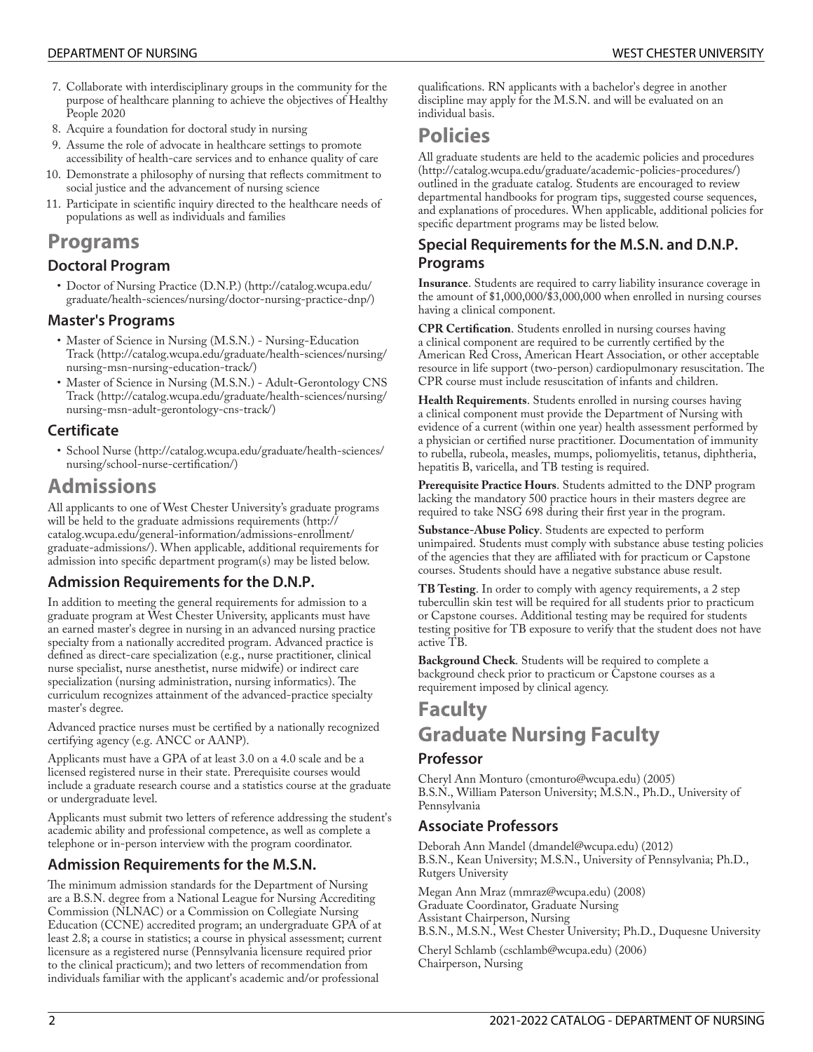7. Collaborate with interdisciplinary groups in the community for the purpose of healthcare planning to achieve the objectives of Healthy People 2020
8. Acquire a foundation for doctoral study in nursing
9. Assume the role of advocate in healthcare settings to promote accessibility of health-care services and to enhance quality of care
10. Demonstrate a philosophy of nursing that reflects commitment to social justice and the advancement of nursing science
11. Participate in scientific inquiry directed to the healthcare needs of populations as well as individuals and families

# Programs

## Doctoral Program

- Doctor of Nursing Practice (D.N.P.) (http://catalog.wcupa.edu/graduate/health-sciences/nursing/doctor-nursing-practice-dnp/)

## Master's Programs

- Master of Science in Nursing (M.S.N.) - Nursing-Education Track (http://catalog.wcupa.edu/graduate/health-sciences/nursing/nursing-msn-nursing-education-track/)
- Master of Science in Nursing (M.S.N.) - Adult-Gerontology CNS Track (http://catalog.wcupa.edu/graduate/health-sciences/nursing/nursing-msn-adult-gerontology-cns-track/)

## Certificate

- School Nurse (http://catalog.wcupa.edu/graduate/health-sciences/nursing/school-nurse-certification/)

# Admissions

All applicants to one of West Chester University's graduate programs will be held to the graduate admissions requirements (http://catalog.wcupa.edu/general-information/admissions-enrollment/graduate-admissions/). When applicable, additional requirements for admission into specific department program(s) may be listed below.

## Admission Requirements for the D.N.P.

In addition to meeting the general requirements for admission to a graduate program at West Chester University, applicants must have an earned master's degree in nursing in an advanced nursing practice specialty from a nationally accredited program. Advanced practice is defined as direct-care specialization (e.g., nurse practitioner, clinical nurse specialist, nurse anesthetist, nurse midwife) or indirect care specialization (nursing administration, nursing informatics). The curriculum recognizes attainment of the advanced-practice specialty master's degree.

Advanced practice nurses must be certified by a nationally recognized certifying agency (e.g. ANCC or AANP).

Applicants must have a GPA of at least 3.0 on a 4.0 scale and be a licensed registered nurse in their state. Prerequisite courses would include a graduate research course and a statistics course at the graduate or undergraduate level.

Applicants must submit two letters of reference addressing the student's academic ability and professional competence, as well as complete a telephone or in-person interview with the program coordinator.

## Admission Requirements for the M.S.N.

The minimum admission standards for the Department of Nursing are a B.S.N. degree from a National League for Nursing Accrediting Commission (NLNAC) or a Commission on Collegiate Nursing Education (CCNE) accredited program; an undergraduate GPA of at least 2.8; a course in statistics; a course in physical assessment; current licensure as a registered nurse (Pennsylvania licensure required prior to the clinical practicum); and two letters of recommendation from individuals familiar with the applicant's academic and/or professional qualifications. RN applicants with a bachelor's degree in another discipline may apply for the M.S.N. and will be evaluated on an individual basis.

# Policies

All graduate students are held to the academic policies and procedures (http://catalog.wcupa.edu/graduate/academic-policies-procedures/) outlined in the graduate catalog. Students are encouraged to review departmental handbooks for program tips, suggested course sequences, and explanations of procedures. When applicable, additional policies for specific department programs may be listed below.

## Special Requirements for the M.S.N. and D.N.P. Programs

**Insurance**. Students are required to carry liability insurance coverage in the amount of $1,000,000/$3,000,000 when enrolled in nursing courses having a clinical component.

**CPR Certification**. Students enrolled in nursing courses having a clinical component are required to be currently certified by the American Red Cross, American Heart Association, or other acceptable resource in life support (two-person) cardiopulmonary resuscitation. The CPR course must include resuscitation of infants and children.

**Health Requirements**. Students enrolled in nursing courses having a clinical component must provide the Department of Nursing with evidence of a current (within one year) health assessment performed by a physician or certified nurse practitioner. Documentation of immunity to rubella, rubeola, measles, mumps, poliomyelitis, tetanus, diphtheria, hepatitis B, varicella, and TB testing is required.

**Prerequisite Practice Hours**. Students admitted to the DNP program lacking the mandatory 500 practice hours in their masters degree are required to take NSG 698 during their first year in the program.

**Substance-Abuse Policy**. Students are expected to perform unimpaired. Students must comply with substance abuse testing policies of the agencies that they are affiliated with for practicum or Capstone courses. Students should have a negative substance abuse result.

**TB Testing**. In order to comply with agency requirements, a 2 step tubercullin skin test will be required for all students prior to practicum or Capstone courses. Additional testing may be required for students testing positive for TB exposure to verify that the student does not have active TB.

**Background Check**. Students will be required to complete a background check prior to practicum or Capstone courses as a requirement imposed by clinical agency.

# Faculty

# Graduate Nursing Faculty

## Professor

Cheryl Ann Monturo (cmonturo@wcupa.edu) (2005)
B.S.N., William Paterson University; M.S.N., Ph.D., University of Pennsylvania

## Associate Professors

Deborah Ann Mandel (dmandel@wcupa.edu) (2012)
B.S.N., Kean University; M.S.N., University of Pennsylvania; Ph.D., Rutgers University

Megan Ann Mraz (mmraz@wcupa.edu) (2008)
Graduate Coordinator, Graduate Nursing
Assistant Chairperson, Nursing
B.S.N., M.S.N., West Chester University; Ph.D., Duquesne University

Cheryl Schlamb (cschlamb@wcupa.edu) (2006)
Chairperson, Nursing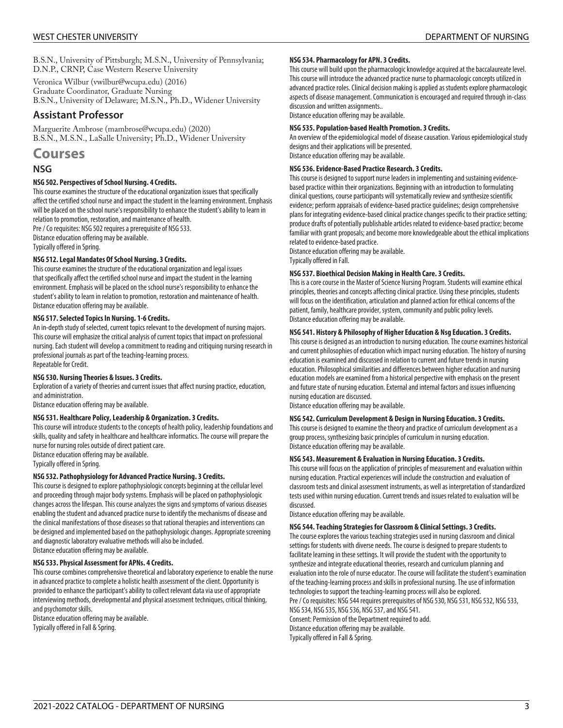B.S.N., University of Pittsburgh; M.S.N., University of Pennsylvania; D.N.P., CRNP, Case Western Reserve University

Veronica Wilbur (vwilbur@wcupa.edu) (2016)
Graduate Coordinator, Graduate Nursing
B.S.N., University of Delaware; M.S.N., Ph.D., Widener University

## Assistant Professor

Marguerite Ambrose (mambrose@wcupa.edu) (2020)
B.S.N., M.S.N., LaSalle University; Ph.D., Widener University

# Courses

## NSG

**NSG 502. Perspectives of School Nursing. 4 Credits.**

This course examines the structure of the educational organization issues that specifically affect the certified school nurse and impact the student in the learning environment. Emphasis will be placed on the school nurse's responsibility to enhance the student's ability to learn in relation to promotion, restoration, and maintenance of health.
Pre / Co requisites: NSG 502 requires a prerequisite of NSG 533.
Distance education offering may be available.
Typically offered in Spring.

**NSG 512. Legal Mandates Of School Nursing. 3 Credits.**

This course examines the structure of the educational organization and legal issues that specifically affect the certified school nurse and impact the student in the learning environment. Emphasis will be placed on the school nurse's responsibility to enhance the student's ability to learn in relation to promotion, restoration and maintenance of health.
Distance education offering may be available.

**NSG 517. Selected Topics In Nursing. 1-6 Credits.**

An in-depth study of selected, current topics relevant to the development of nursing majors. This course will emphasize the critical analysis of current topics that impact on professional nursing. Each student will develop a commitment to reading and critiquing nursing research in professional journals as part of the teaching-learning process.
Repeatable for Credit.

**NSG 530. Nursing Theories & Issues. 3 Credits.**

Exploration of a variety of theories and current issues that affect nursing practice, education, and administration.
Distance education offering may be available.

**NSG 531. Healthcare Policy, Leadership & Organization. 3 Credits.**

This course will introduce students to the concepts of health policy, leadership foundations and skills, quality and safety in healthcare and healthcare informatics. The course will prepare the nurse for nursing roles outside of direct patient care.
Distance education offering may be available.
Typically offered in Spring.

**NSG 532. Pathophysiology for Advanced Practice Nursing. 3 Credits.**

This course is designed to explore pathophysiologic concepts beginning at the cellular level and proceeding through major body systems. Emphasis will be placed on pathophysiologic changes across the lifespan. This course analyzes the signs and symptoms of various diseases enabling the student and advanced practice nurse to identify the mechanisms of disease and the clinical manifestations of those diseases so that rational therapies and interventions can be designed and implemented based on the pathophysiologic changes. Appropriate screening and diagnostic laboratory evaluative methods will also be included.
Distance education offering may be available.

**NSG 533. Physical Assessment for APNs. 4 Credits.**

This course combines comprehensive theoretical and laboratory experience to enable the nurse in advanced practice to complete a holistic health assessment of the client. Opportunity is provided to enhance the participant's ability to collect relevant data via use of appropriate interviewing methods, developmental and physical assessment techniques, critical thinking, and psychomotor skills.
Distance education offering may be available.
Typically offered in Fall & Spring.

**NSG 534. Pharmacology for APN. 3 Credits.**

This course will build upon the pharmacologic knowledge acquired at the baccalaureate level. This course will introduce the advanced practice nurse to pharmacologic concepts utilized in advanced practice roles. Clinical decision making is applied as students explore pharmacologic aspects of disease management. Communication is encouraged and required through in-class discussion and written assignments..
Distance education offering may be available.

**NSG 535. Population-based Health Promotion. 3 Credits.**

An overview of the epidemiological model of disease causation. Various epidemiological study designs and their applications will be presented.
Distance education offering may be available.

**NSG 536. Evidence-Based Practice Research. 3 Credits.**

This course is designed to support nurse leaders in implementing and sustaining evidence-based practice within their organizations. Beginning with an introduction to formulating clinical questions, course participants will systematically review and synthesize scientific evidence; perform appraisals of evidence-based practice guidelines; design comprehensive plans for integrating evidence-based clinical practice changes specific to their practice setting; produce drafts of potentially publishable articles related to evidence-based practice; become familiar with grant proposals; and become more knowledgeable about the ethical implications related to evidence-based practice.
Distance education offering may be available.
Typically offered in Fall.

**NSG 537. Bioethical Decision Making in Health Care. 3 Credits.**

This is a core course in the Master of Science Nursing Program. Students will examine ethical principles, theories and concepts affecting clinical practice. Using these principles, students will focus on the identification, articulation and planned action for ethical concerns of the patient, family, healthcare provider, system, community and public policy levels.
Distance education offering may be available.

**NSG 541. History & Philosophy of Higher Education & Nsg Education. 3 Credits.**

This course is designed as an introduction to nursing education. The course examines historical and current philosophies of education which impact nursing education. The history of nursing education is examined and discussed in relation to current and future trends in nursing education. Philosophical similarities and differences between higher education and nursing education models are examined from a historical perspective with emphasis on the present and future state of nursing education. External and internal factors and issues influencing nursing education are discussed.
Distance education offering may be available.

**NSG 542. Curriculum Development & Design in Nursing Education. 3 Credits.**

This course is designed to examine the theory and practice of curriculum development as a group process, synthesizing basic principles of curriculum in nursing education.
Distance education offering may be available.

**NSG 543. Measurement & Evaluation in Nursing Education. 3 Credits.**

This course will focus on the application of principles of measurement and evaluation within nursing education. Practical experiences will include the construction and evaluation of classroom tests and clinical assessment instruments, as well as interpretation of standardized tests used within nursing education. Current trends and issues related to evaluation will be discussed.
Distance education offering may be available.

**NSG 544. Teaching Strategies for Classroom & Clinical Settings. 3 Credits.**

The course explores the various teaching strategies used in nursing classroom and clinical settings for students with diverse needs. The course is designed to prepare students to facilitate learning in these settings. It will provide the student with the opportunity to synthesize and integrate educational theories, research and curriculum planning and evaluation into the role of nurse educator. The course will facilitate the student's examination of the teaching-learning process and skills in professional nursing. The use of information technologies to support the teaching-learning process will also be explored.
Pre / Co requisites: NSG 544 requires prerequisites of NSG 530, NSG 531, NSG 532, NSG 533, NSG 534, NSG 535, NSG 536, NSG 537, and NSG 541.
Consent: Permission of the Department required to add.
Distance education offering may be available.
Typically offered in Fall & Spring.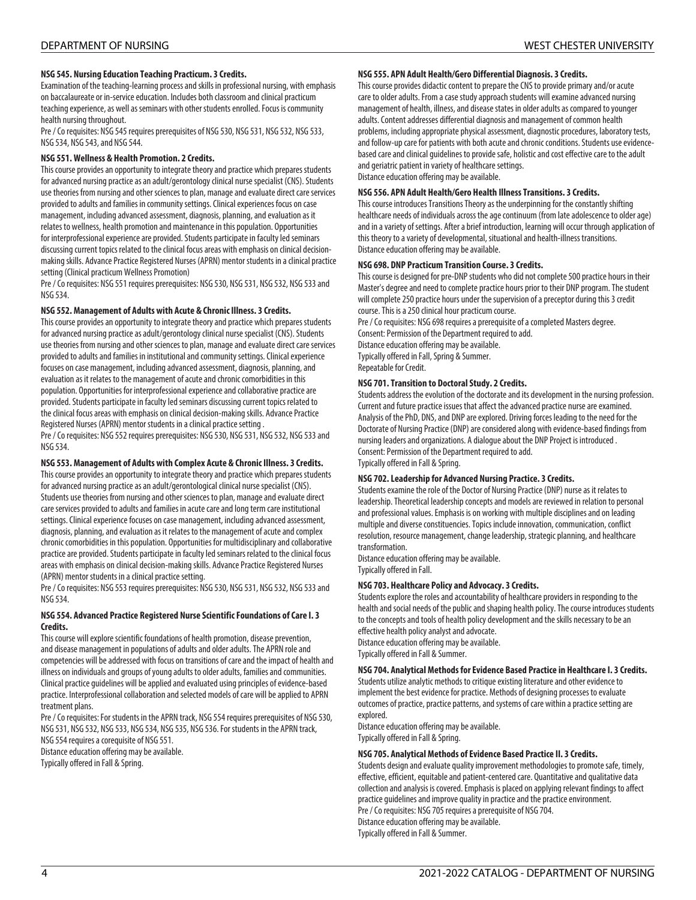**NSG 545. Nursing Education Teaching Practicum. 3 Credits.**

Examination of the teaching-learning process and skills in professional nursing, with emphasis on baccalaureate or in-service education. Includes both classroom and clinical practicum teaching experience, as well as seminars with other students enrolled. Focus is community health nursing throughout.

Pre / Co requisites: NSG 545 requires prerequisites of NSG 530, NSG 531, NSG 532, NSG 533, NSG 534, NSG 543, and NSG 544.

**NSG 551. Wellness & Health Promotion. 2 Credits.**

This course provides an opportunity to integrate theory and practice which prepares students for advanced nursing practice as an adult/gerontology clinical nurse specialist (CNS). Students use theories from nursing and other sciences to plan, manage and evaluate direct care services provided to adults and families in community settings. Clinical experiences focus on case management, including advanced assessment, diagnosis, planning, and evaluation as it relates to wellness, health promotion and maintenance in this population. Opportunities for interprofessional experience are provided. Students participate in faculty led seminars discussing current topics related to the clinical focus areas with emphasis on clinical decision-making skills. Advance Practice Registered Nurses (APRN) mentor students in a clinical practice setting (Clinical practicum Wellness Promotion)

Pre / Co requisites: NSG 551 requires prerequisites: NSG 530, NSG 531, NSG 532, NSG 533 and NSG 534.

**NSG 552. Management of Adults with Acute & Chronic Illness. 3 Credits.**

This course provides an opportunity to integrate theory and practice which prepares students for advanced nursing practice as adult/gerontology clinical nurse specialist (CNS). Students use theories from nursing and other sciences to plan, manage and evaluate direct care services provided to adults and families in institutional and community settings. Clinical experience focuses on case management, including advanced assessment, diagnosis, planning, and evaluation as it relates to the management of acute and chronic comorbidities in this population. Opportunities for interprofessional experience and collaborative practice are provided. Students participate in faculty led seminars discussing current topics related to the clinical focus areas with emphasis on clinical decision-making skills. Advance Practice Registered Nurses (APRN) mentor students in a clinical practice setting .

Pre / Co requisites: NSG 552 requires prerequisites: NSG 530, NSG 531, NSG 532, NSG 533 and NSG 534.

**NSG 553. Management of Adults with Complex Acute & Chronic Illness. 3 Credits.**

This course provides an opportunity to integrate theory and practice which prepares students for advanced nursing practice as an adult/gerontological clinical nurse specialist (CNS). Students use theories from nursing and other sciences to plan, manage and evaluate direct care services provided to adults and families in acute care and long term care institutional settings. Clinical experience focuses on case management, including advanced assessment, diagnosis, planning, and evaluation as it relates to the management of acute and complex chronic comorbidities in this population. Opportunities for multidisciplinary and collaborative practice are provided. Students participate in faculty led seminars related to the clinical focus areas with emphasis on clinical decision-making skills. Advance Practice Registered Nurses (APRN) mentor students in a clinical practice setting.

Pre / Co requisites: NSG 553 requires prerequisites: NSG 530, NSG 531, NSG 532, NSG 533 and NSG 534.

**NSG 554. Advanced Practice Registered Nurse Scientific Foundations of Care I. 3 Credits.**

This course will explore scientific foundations of health promotion, disease prevention, and disease management in populations of adults and older adults. The APRN role and competencies will be addressed with focus on transitions of care and the impact of health and illness on individuals and groups of young adults to older adults, families and communities. Clinical practice guidelines will be applied and evaluated using principles of evidence-based practice. Interprofessional collaboration and selected models of care will be applied to APRN treatment plans.

Pre / Co requisites: For students in the APRN track, NSG 554 requires prerequisites of NSG 530, NSG 531, NSG 532, NSG 533, NSG 534, NSG 535, NSG 536. For students in the APRN track, NSG 554 requires a corequisite of NSG 551.

Distance education offering may be available.

Typically offered in Fall & Spring.

**NSG 555. APN Adult Health/Gero Differential Diagnosis. 3 Credits.**

This course provides didactic content to prepare the CNS to provide primary and/or acute care to older adults. From a case study approach students will examine advanced nursing management of health, illness, and disease states in older adults as compared to younger adults. Content addresses differential diagnosis and management of common health problems, including appropriate physical assessment, diagnostic procedures, laboratory tests, and follow-up care for patients with both acute and chronic conditions. Students use evidence-based care and clinical guidelines to provide safe, holistic and cost effective care to the adult and geriatric patient in variety of healthcare settings.

Distance education offering may be available.

**NSG 556. APN Adult Health/Gero Health Illness Transitions. 3 Credits.**

This course introduces Transitions Theory as the underpinning for the constantly shifting healthcare needs of individuals across the age continuum (from late adolescence to older age) and in a variety of settings. After a brief introduction, learning will occur through application of this theory to a variety of developmental, situational and health-illness transitions.

Distance education offering may be available.

**NSG 698. DNP Practicum Transition Course. 3 Credits.**

This course is designed for pre-DNP students who did not complete 500 practice hours in their Master's degree and need to complete practice hours prior to their DNP program. The student will complete 250 practice hours under the supervision of a preceptor during this 3 credit course. This is a 250 clinical hour practicum course.

Pre / Co requisites: NSG 698 requires a prerequisite of a completed Masters degree.

Consent: Permission of the Department required to add.

Distance education offering may be available.

Typically offered in Fall, Spring & Summer.

Repeatable for Credit.

**NSG 701. Transition to Doctoral Study. 2 Credits.**

Students address the evolution of the doctorate and its development in the nursing profession. Current and future practice issues that affect the advanced practice nurse are examined. Analysis of the PhD, DNS, and DNP are explored. Driving forces leading to the need for the Doctorate of Nursing Practice (DNP) are considered along with evidence-based findings from nursing leaders and organizations. A dialogue about the DNP Project is introduced .

Consent: Permission of the Department required to add.

Typically offered in Fall & Spring.

**NSG 702. Leadership for Advanced Nursing Practice. 3 Credits.**

Students examine the role of the Doctor of Nursing Practice (DNP) nurse as it relates to leadership. Theoretical leadership concepts and models are reviewed in relation to personal and professional values. Emphasis is on working with multiple disciplines and on leading multiple and diverse constituencies. Topics include innovation, communication, conflict resolution, resource management, change leadership, strategic planning, and healthcare transformation.

Distance education offering may be available.

Typically offered in Fall.

**NSG 703. Healthcare Policy and Advocacy. 3 Credits.**

Students explore the roles and accountability of healthcare providers in responding to the health and social needs of the public and shaping health policy. The course introduces students to the concepts and tools of health policy development and the skills necessary to be an effective health policy analyst and advocate.

Distance education offering may be available.

Typically offered in Fall & Summer.

**NSG 704. Analytical Methods for Evidence Based Practice in Healthcare I. 3 Credits.**

Students utilize analytic methods to critique existing literature and other evidence to implement the best evidence for practice. Methods of designing processes to evaluate outcomes of practice, practice patterns, and systems of care within a practice setting are explored.

Distance education offering may be available.

Typically offered in Fall & Spring.

**NSG 705. Analytical Methods of Evidence Based Practice II. 3 Credits.**

Students design and evaluate quality improvement methodologies to promote safe, timely, effective, efficient, equitable and patient-centered care. Quantitative and qualitative data collection and analysis is covered. Emphasis is placed on applying relevant findings to affect practice guidelines and improve quality in practice and the practice environment.

Pre / Co requisites: NSG 705 requires a prerequisite of NSG 704.

Distance education offering may be available.

Typically offered in Fall & Summer.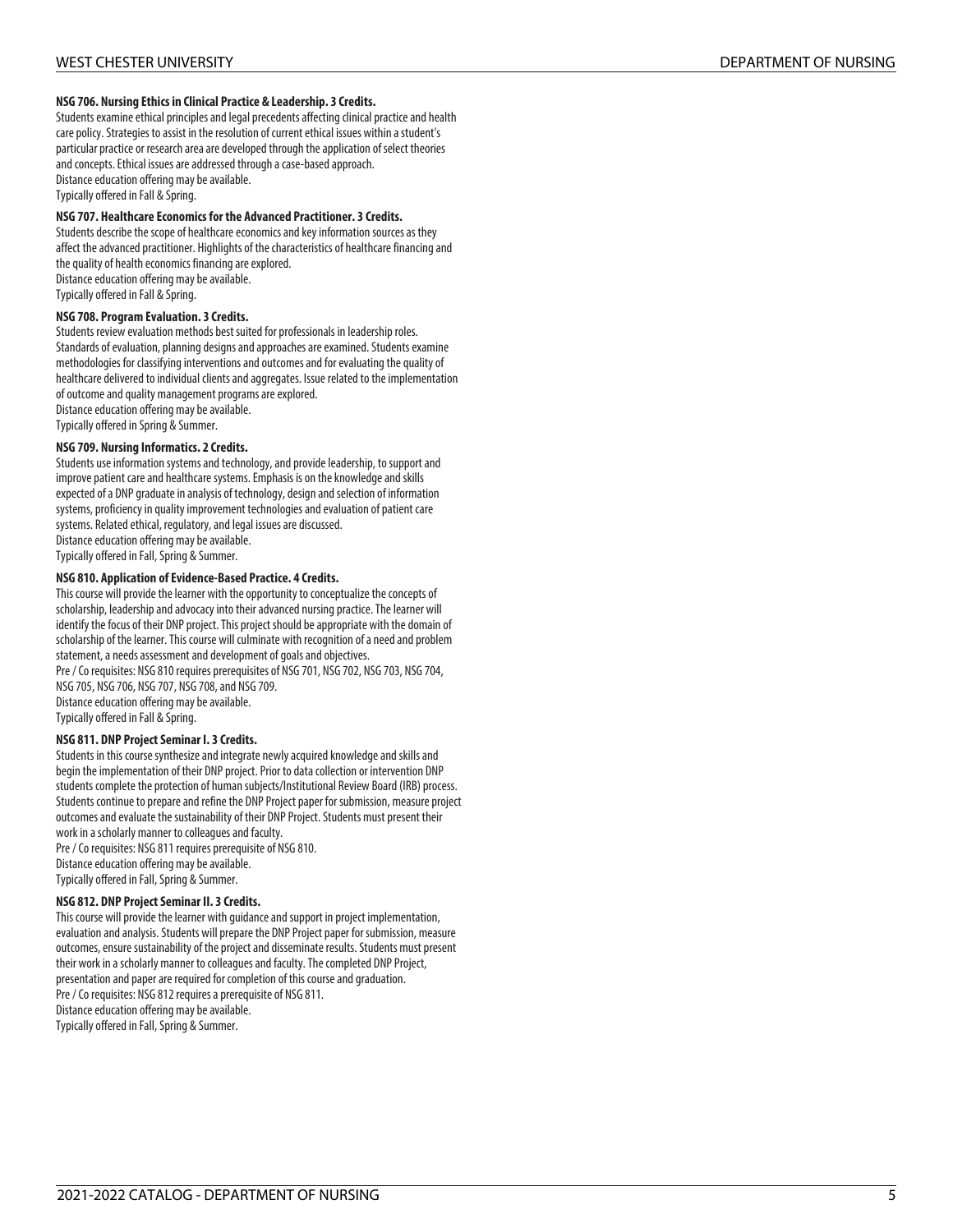**NSG 706. Nursing Ethics in Clinical Practice & Leadership. 3 Credits.**

Students examine ethical principles and legal precedents affecting clinical practice and health care policy. Strategies to assist in the resolution of current ethical issues within a student's particular practice or research area are developed through the application of select theories and concepts. Ethical issues are addressed through a case-based approach.
Distance education offering may be available.
Typically offered in Fall & Spring.

**NSG 707. Healthcare Economics for the Advanced Practitioner. 3 Credits.**

Students describe the scope of healthcare economics and key information sources as they affect the advanced practitioner. Highlights of the characteristics of healthcare financing and the quality of health economics financing are explored.
Distance education offering may be available.
Typically offered in Fall & Spring.

**NSG 708. Program Evaluation. 3 Credits.**

Students review evaluation methods best suited for professionals in leadership roles. Standards of evaluation, planning designs and approaches are examined. Students examine methodologies for classifying interventions and outcomes and for evaluating the quality of healthcare delivered to individual clients and aggregates. Issue related to the implementation of outcome and quality management programs are explored.
Distance education offering may be available.
Typically offered in Spring & Summer.

**NSG 709. Nursing Informatics. 2 Credits.**

Students use information systems and technology, and provide leadership, to support and improve patient care and healthcare systems. Emphasis is on the knowledge and skills expected of a DNP graduate in analysis of technology, design and selection of information systems, proficiency in quality improvement technologies and evaluation of patient care systems. Related ethical, regulatory, and legal issues are discussed.
Distance education offering may be available.
Typically offered in Fall, Spring & Summer.

**NSG 810. Application of Evidence-Based Practice. 4 Credits.**

This course will provide the learner with the opportunity to conceptualize the concepts of scholarship, leadership and advocacy into their advanced nursing practice. The learner will identify the focus of their DNP project. This project should be appropriate with the domain of scholarship of the learner. This course will culminate with recognition of a need and problem statement, a needs assessment and development of goals and objectives.
Pre / Co requisites: NSG 810 requires prerequisites of NSG 701, NSG 702, NSG 703, NSG 704, NSG 705, NSG 706, NSG 707, NSG 708, and NSG 709.
Distance education offering may be available.
Typically offered in Fall & Spring.

**NSG 811. DNP Project Seminar I. 3 Credits.**

Students in this course synthesize and integrate newly acquired knowledge and skills and begin the implementation of their DNP project. Prior to data collection or intervention DNP students complete the protection of human subjects/Institutional Review Board (IRB) process. Students continue to prepare and refine the DNP Project paper for submission, measure project outcomes and evaluate the sustainability of their DNP Project. Students must present their work in a scholarly manner to colleagues and faculty.
Pre / Co requisites: NSG 811 requires prerequisite of NSG 810.
Distance education offering may be available.
Typically offered in Fall, Spring & Summer.

**NSG 812. DNP Project Seminar II. 3 Credits.**

This course will provide the learner with guidance and support in project implementation, evaluation and analysis. Students will prepare the DNP Project paper for submission, measure outcomes, ensure sustainability of the project and disseminate results. Students must present their work in a scholarly manner to colleagues and faculty. The completed DNP Project, presentation and paper are required for completion of this course and graduation.
Pre / Co requisites: NSG 812 requires a prerequisite of NSG 811.
Distance education offering may be available.
Typically offered in Fall, Spring & Summer.